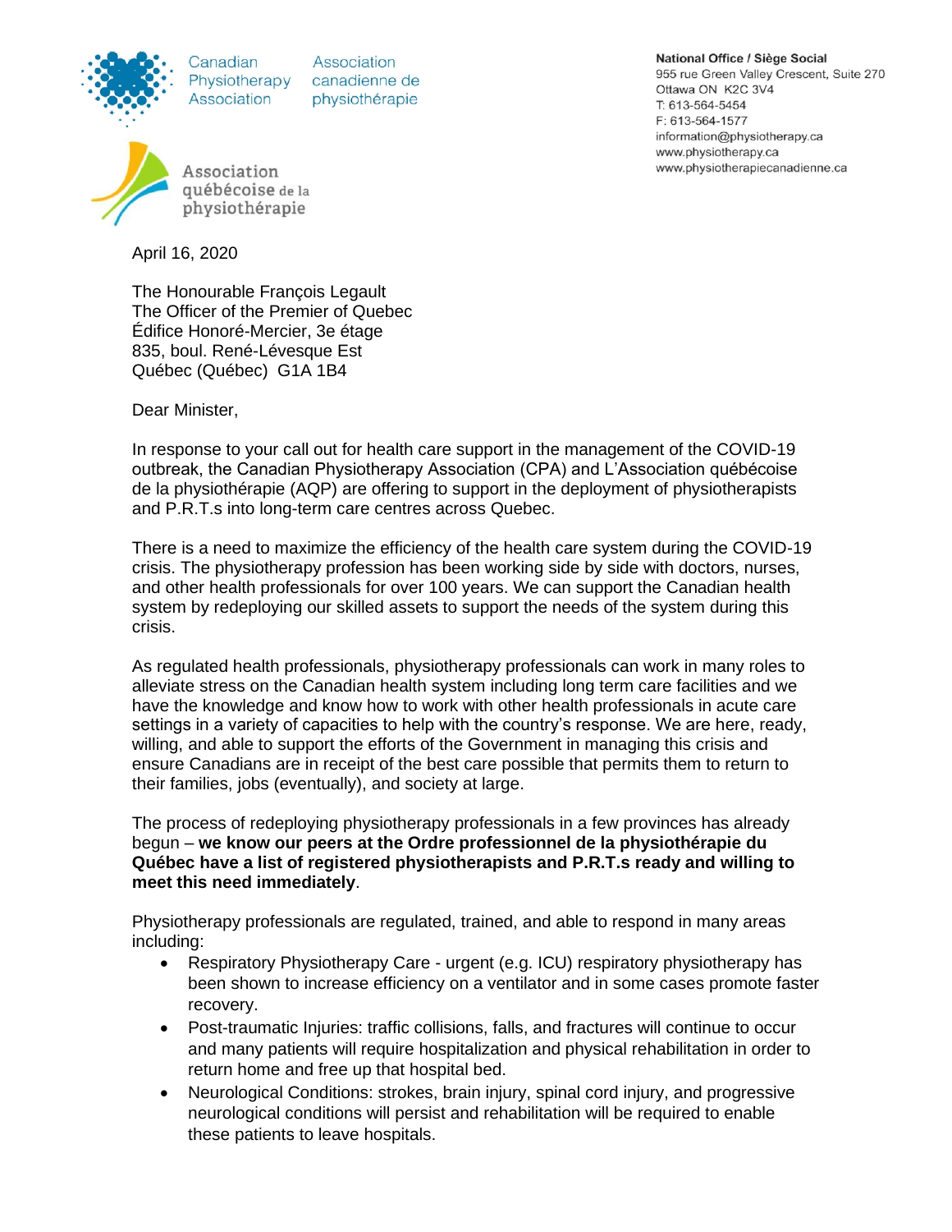Canadian Physiotherapy Association | Association canadienne de physiothérapie

Association québécoise de la physiothérapie

**National Office / Siège Social**
955 rue Green Valley Crescent, Suite 270
Ottawa ON K2C 3V4
T: 613-564-5454
F: 613-564-1577
information@physiotherapy.ca
www.physiotherapy.ca
www.physiotherapiecanadienne.ca

April 16, 2020

The Honourable François Legault
The Officer of the Premier of Quebec
Édifice Honoré-Mercier, 3e étage
835, boul. René-Lévesque Est
Québec (Québec) G1A 1B4

Dear Minister,

In response to your call out for health care support in the management of the COVID-19 outbreak, the Canadian Physiotherapy Association (CPA) and L'Association québécoise de la physiothérapie (AQP) are offering to support in the deployment of physiotherapists and P.R.T.s into long-term care centres across Quebec.

There is a need to maximize the efficiency of the health care system during the COVID-19 crisis. The physiotherapy profession has been working side by side with doctors, nurses, and other health professionals for over 100 years. We can support the Canadian health system by redeploying our skilled assets to support the needs of the system during this crisis.

As regulated health professionals, physiotherapy professionals can work in many roles to alleviate stress on the Canadian health system including long term care facilities and we have the knowledge and know how to work with other health professionals in acute care settings in a variety of capacities to help with the country's response. We are here, ready, willing, and able to support the efforts of the Government in managing this crisis and ensure Canadians are in receipt of the best care possible that permits them to return to their families, jobs (eventually), and society at large.

The process of redeploying physiotherapy professionals in a few provinces has already begun – **we know our peers at the Ordre professionnel de la physiothérapie du Québec have a list of registered physiotherapists and P.R.T.s ready and willing to meet this need immediately**.

Physiotherapy professionals are regulated, trained, and able to respond in many areas including:

- Respiratory Physiotherapy Care - urgent (e.g. ICU) respiratory physiotherapy has been shown to increase efficiency on a ventilator and in some cases promote faster recovery.
- Post-traumatic Injuries: traffic collisions, falls, and fractures will continue to occur and many patients will require hospitalization and physical rehabilitation in order to return home and free up that hospital bed.
- Neurological Conditions: strokes, brain injury, spinal cord injury, and progressive neurological conditions will persist and rehabilitation will be required to enable these patients to leave hospitals.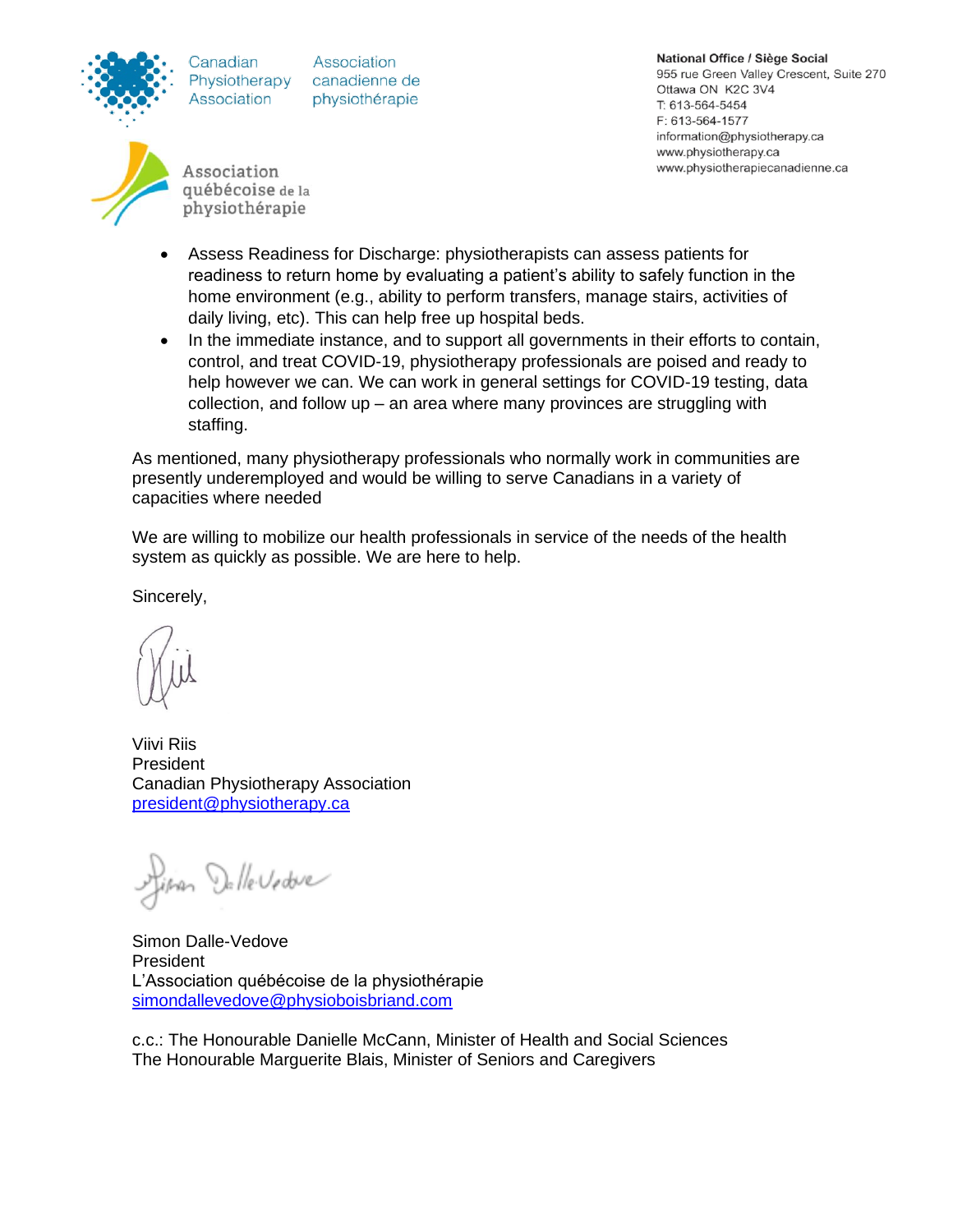- Assess Readiness for Discharge: physiotherapists can assess patients for readiness to return home by evaluating a patient's ability to safely function in the home environment (e.g., ability to perform transfers, manage stairs, activities of daily living, etc). This can help free up hospital beds.
- In the immediate instance, and to support all governments in their efforts to contain, control, and treat COVID-19, physiotherapy professionals are poised and ready to help however we can. We can work in general settings for COVID-19 testing, data collection, and follow up – an area where many provinces are struggling with staffing.

As mentioned, many physiotherapy professionals who normally work in communities are presently underemployed and would be willing to serve Canadians in a variety of capacities where needed

We are willing to mobilize our health professionals in service of the needs of the health system as quickly as possible. We are here to help.

Sincerely,

Viivi Riis
President
Canadian Physiotherapy Association
president@physiotherapy.ca

Simon Dalle-Vedove
President
L'Association québécoise de la physiothérapie
simondallevedove@physioboisbriand.com

c.c.: The Honourable Danielle McCann, Minister of Health and Social Sciences
The Honourable Marguerite Blais, Minister of Seniors and Caregivers